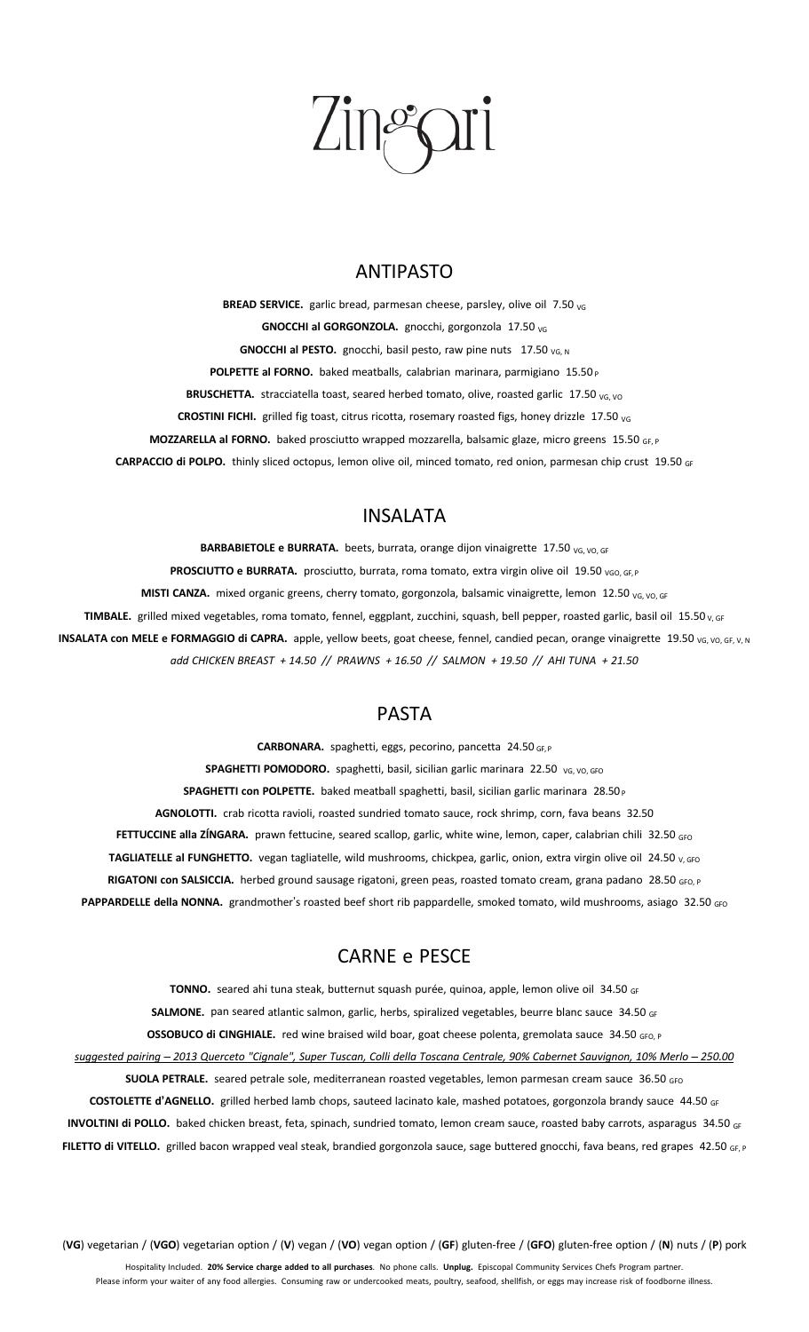# Zingari

## ANTIPASTO

**BREAD SERVICE.** garlic bread, parmesan cheese, parsley, olive oil 7.50 VG

**GNOCCHI al GORGONZOLA.** gnocchi, gorgonzola 17.50 VG

**GNOCCHI al PESTO.** gnocchi, basil pesto, raw pine nuts 17.50 VG, N

**POLPETTE al FORNO.** baked meatballs, calabrian marinara, parmigiano 15.50 P

**BRUSCHETTA.** stracciatella toast, seared herbed tomato, olive, roasted garlic 17.50 VG, VO

**CROSTINI FICHI.** grilled fig toast, citrus ricotta, rosemary roasted figs, honey drizzle 17.50 VG

**MOZZARELLA al FORNO.** baked prosciutto wrapped mozzarella, balsamic glaze, micro greens 15.50 GF, P

**CARPACCIO di POLPO.** thinly sliced octopus, lemon olive oil, minced tomato, red onion, parmesan chip crust 19.50 GF

## INSALATA

**BARBABIETOLE e BURRATA.** beets, burrata, orange dijon vinaigrette 17.50 VG, VO, GF

**PROSCIUTTO e BURRATA.** prosciutto, burrata, roma tomato, extra virgin olive oil 19.50 VGO, GF, P

**MISTI CANZA.** mixed organic greens, cherry tomato, gorgonzola, balsamic vinaigrette, lemon 12.50 VG, VO, GF

**TIMBALE.** grilled mixed vegetables, roma tomato, fennel, eggplant, zucchini, squash, bell pepper, roasted garlic, basil oil 15.50 V, GF

**INSALATA con MELE e FORMAGGIO di CAPRA.** apple, yellow beets, goat cheese, fennel, candied pecan, orange vinaigrette 19.50 VG, VO, GF, V, N

*add CHICKEN BREAST + 14.50 // PRAWNS + 16.50 // SALMON + 19.50 // AHI TUNA + 21.50*

## PASTA

**CARBONARA.** spaghetti, eggs, pecorino, pancetta 24.50 GF, P

**SPAGHETTI POMODORO.** spaghetti, basil, sicilian garlic marinara 22.50 VG, VO, GFO

**SPAGHETTI con POLPETTE.** baked meatball spaghetti, basil, sicilian garlic marinara 28.50 P

**AGNOLOTTI.** crab ricotta ravioli, roasted sundried tomato sauce, rock shrimp, corn, fava beans 32.50

**FETTUCCINE alla ZÍNGARA.** prawn fettucine, seared scallop, garlic, white wine, lemon, caper, calabrian chili 32.50 GFO

**TAGLIATELLE al FUNGHETTO.** vegan tagliatelle, wild mushrooms, chickpea, garlic, onion, extra virgin olive oil 24.50 V, GFO

**RIGATONI con SALSICCIA.** herbed ground sausage rigatoni, green peas, roasted tomato cream, grana padano 28.50 GFO, P

**PAPPARDELLE della NONNA.** grandmother's roasted beef short rib pappardelle, smoked tomato, wild mushrooms, asiago 32.50 GFO

## CARNE e PESCE

**TONNO.** seared ahi tuna steak, butternut squash purée, quinoa, apple, lemon olive oil 34.50 GF

**SALMONE.** pan seared atlantic salmon, garlic, herbs, spiralized vegetables, beurre blanc sauce 34.50 GF

**OSSOBUCO di CINGHIALE.** red wine braised wild boar, goat cheese polenta, gremolata sauce 34.50 GFO, P

*suggested pairing – 2013 Querceto "Cignale", Super Tuscan, Colli della Toscana Centrale, 90% Cabernet Sauvignon, 10% Merlo – 250.00*

**SUOLA PETRALE.** seared petrale sole, mediterranean roasted vegetables, lemon parmesan cream sauce 36.50 GFO

**COSTOLETTE d'AGNELLO.** grilled herbed lamb chops, sauteed lacinato kale, mashed potatoes, gorgonzola brandy sauce 44.50 GF

**INVOLTINI di POLLO.** baked chicken breast, feta, spinach, sundried tomato, lemon cream sauce, roasted baby carrots, asparagus 34.50 GF

**FILETTO di VITELLO.** grilled bacon wrapped veal steak, brandied gorgonzola sauce, sage buttered gnocchi, fava beans, red grapes 42.50 GF, P

(**VG**) vegetarian / (**VGO**) vegetarian option / (**V**) vegan / (**VO**) vegan option / (**GF**) gluten-free / (**GFO**) gluten-free option / (**N**) nuts / (**P**) pork

Hospitality Included. **20% Service charge added to all purchases**. No phone calls. **Unplug.** Episcopal Community Services Chefs Program partner.
Please inform your waiter of any food allergies. Consuming raw or undercooked meats, poultry, seafood, shellfish, or eggs may increase risk of foodborne illness.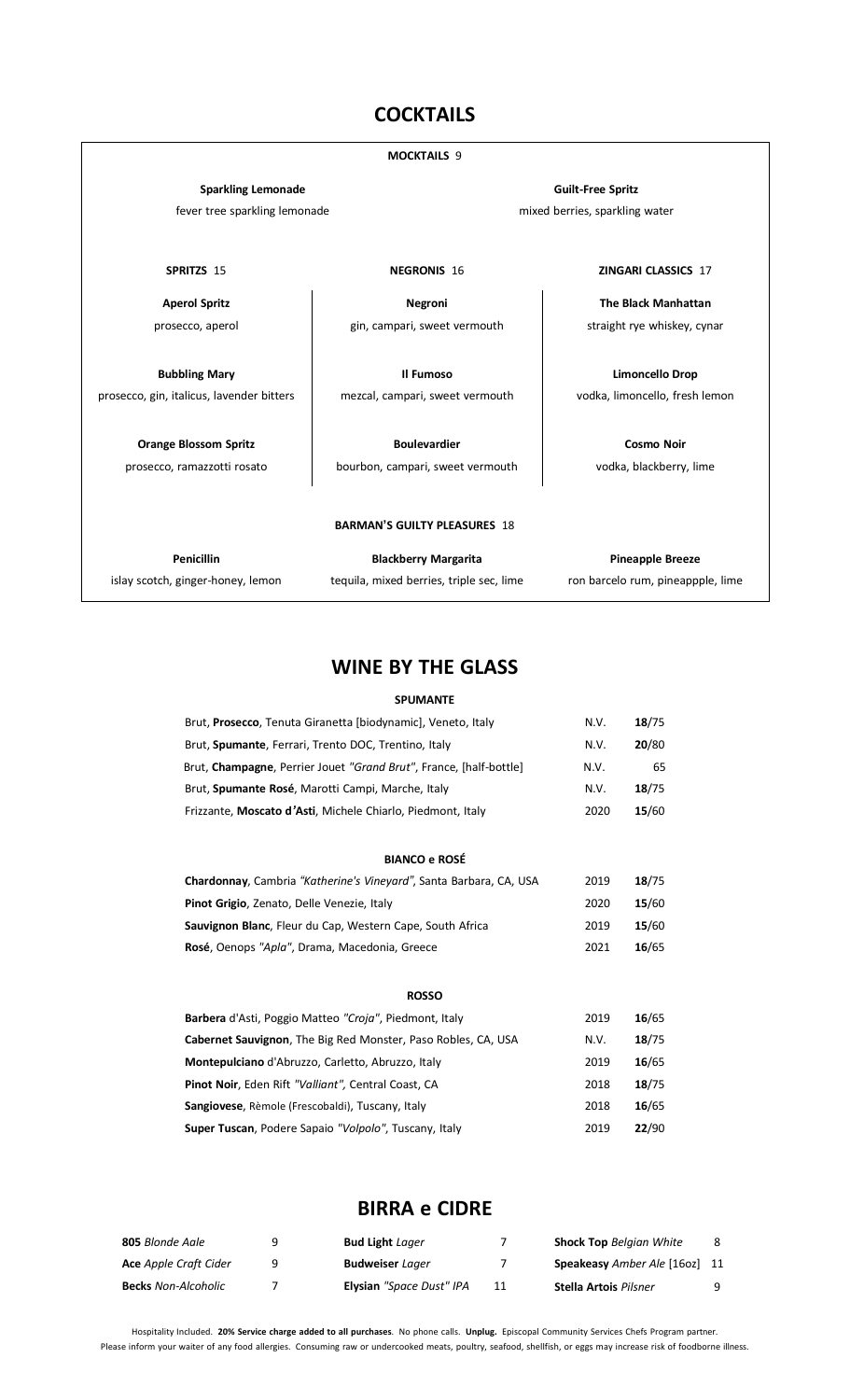# COCKTAILS

### MOCKTAILS 9

**Sparkling Lemonade**
fever tree sparkling lemonade

**Guilt-Free Spritz**
mixed berries, sparkling water

### SPRITZS 15

**Aperol Spritz**
prosecco, aperol

**Bubbling Mary**
prosecco, gin, italicus, lavender bitters

**Orange Blossom Spritz**
prosecco, ramazzotti rosato

### NEGRONIS 16

**Negroni**
gin, campari, sweet vermouth

**Il Fumoso**
mezcal, campari, sweet vermouth

**Boulevardier**
bourbon, campari, sweet vermouth

### ZINGARI CLASSICS 17

**The Black Manhattan**
straight rye whiskey, cynar

**Limoncello Drop**
vodka, limoncello, fresh lemon

**Cosmo Noir**
vodka, blackberry, lime

### BARMAN'S GUILTY PLEASURES 18

**Penicillin**
islay scotch, ginger-honey, lemon

**Blackberry Margarita**
tequila, mixed berries, triple sec, lime

**Pineapple Breeze**
ron barcelo rum, pineappple, lime

# WINE BY THE GLASS

### SPUMANTE

| | | |
|---|---|---|
| Brut, **Prosecco**, Tenuta Giranetta [biodynamic], Veneto, Italy | N.V. | **18**/75 |
| Brut, **Spumante**, Ferrari, Trento DOC, Trentino, Italy | N.V. | **20**/80 |
| Brut, **Champagne**, Perrier Jouet *"Grand Brut"*, France, [half-bottle] | N.V. | 65 |
| Brut, **Spumante Rosé**, Marotti Campi, Marche, Italy | N.V. | **18**/75 |
| Frizzante, **Moscato d'Asti**, Michele Chiarlo, Piedmont, Italy | 2020 | **15**/60 |

### BIANCO e ROSÉ

| | | |
|---|---|---|
| **Chardonnay**, Cambria *"Katherine's Vineyard"*, Santa Barbara, CA, USA | 2019 | **18**/75 |
| **Pinot Grigio**, Zenato, Delle Venezie, Italy | 2020 | **15**/60 |
| **Sauvignon Blanc**, Fleur du Cap, Western Cape, South Africa | 2019 | **15**/60 |
| **Rosé**, Oenops *"Apla"*, Drama, Macedonia, Greece | 2021 | **16**/65 |

### ROSSO

| | | |
|---|---|---|
| **Barbera** d'Asti, Poggio Matteo *"Croja"*, Piedmont, Italy | 2019 | **16**/65 |
| **Cabernet Sauvignon**, The Big Red Monster, Paso Robles, CA, USA | N.V. | **18**/75 |
| **Montepulciano** d'Abruzzo, Carletto, Abruzzo, Italy | 2019 | **16**/65 |
| **Pinot Noir**, Eden Rift *"Valliant"*, Central Coast, CA | 2018 | **18**/75 |
| **Sangiovese**, Rèmole (Frescobaldi), Tuscany, Italy | 2018 | **16**/65 |
| **Super Tuscan**, Podere Sapaio *"Volpolo"*, Tuscany, Italy | 2019 | **22**/90 |

# BIRRA e CIDRE

| | | | | | |
|---|---|---|---|---|---|
| **805** *Blonde Aale* | 9 | **Bud Light** *Lager* | 7 | **Shock Top** *Belgian White* | 8 |
| **Ace** *Apple Craft Cider* | 9 | **Budweiser** *Lager* | 7 | **Speakeasy** *Amber Ale* [16oz] | 11 |
| **Becks** *Non-Alcoholic* | 7 | **Elysian** *"Space Dust" IPA* | 11 | **Stella Artois** *Pilsner* | 9 |

Hospitality Included. **20% Service charge added to all purchases**. No phone calls. **Unplug.** Episcopal Community Services Chefs Program partner.
Please inform your waiter of any food allergies. Consuming raw or undercooked meats, poultry, seafood, shellfish, or eggs may increase risk of foodborne illness.